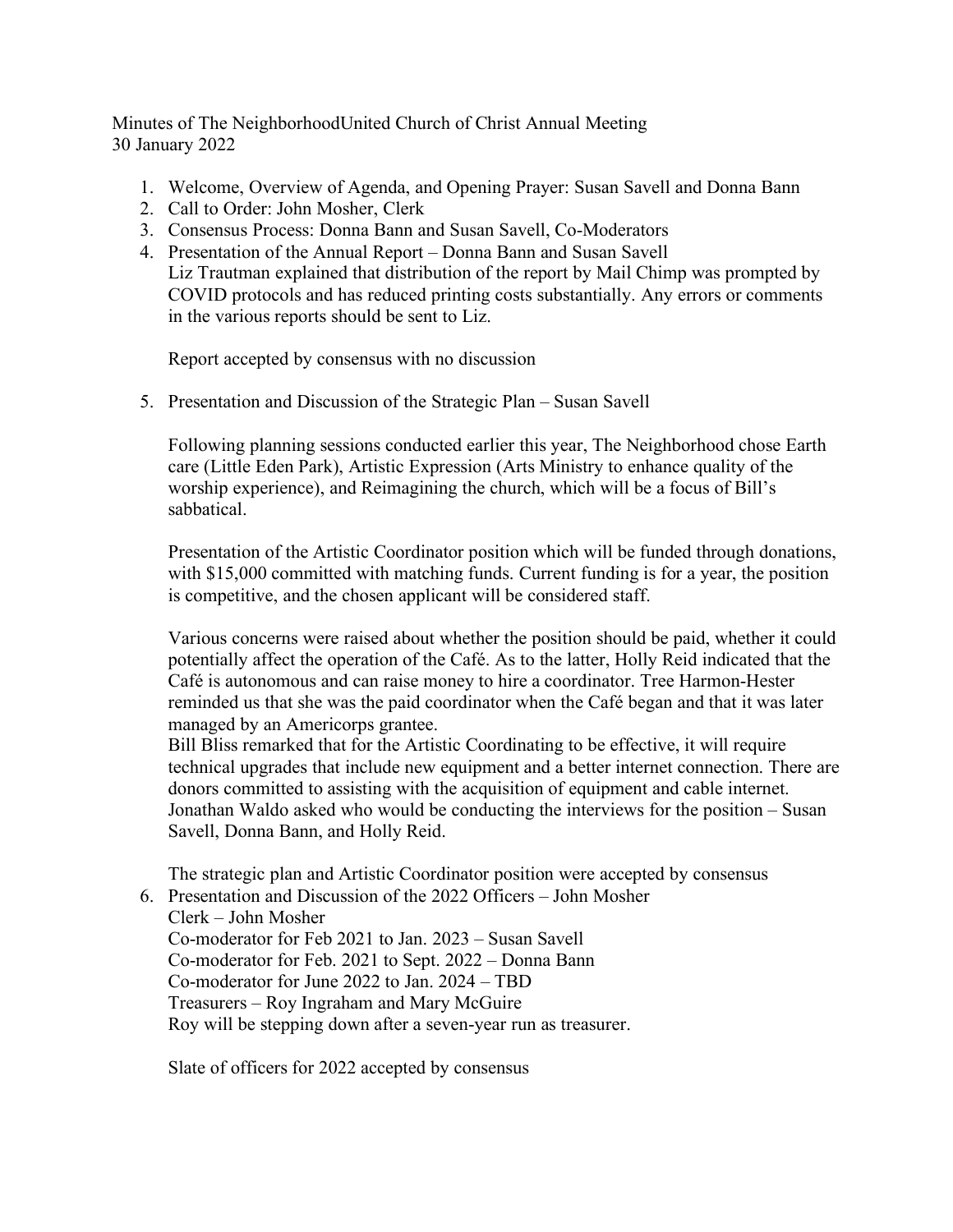Minutes of The NeighborhoodUnited Church of Christ Annual Meeting
30 January 2022

1. Welcome, Overview of Agenda, and Opening Prayer: Susan Savell and Donna Bann
2. Call to Order: John Mosher, Clerk
3. Consensus Process: Donna Bann and Susan Savell, Co-Moderators
4. Presentation of the Annual Report – Donna Bann and Susan Savell
   Liz Trautman explained that distribution of the report by Mail Chimp was prompted by COVID protocols and has reduced printing costs substantially. Any errors or comments in the various reports should be sent to Liz.

   Report accepted by consensus with no discussion

5. Presentation and Discussion of the Strategic Plan – Susan Savell

   Following planning sessions conducted earlier this year, The Neighborhood chose Earth care (Little Eden Park), Artistic Expression (Arts Ministry to enhance quality of the worship experience), and Reimagining the church, which will be a focus of Bill's sabbatical.

   Presentation of the Artistic Coordinator position which will be funded through donations, with $15,000 committed with matching funds. Current funding is for a year, the position is competitive, and the chosen applicant will be considered staff.

   Various concerns were raised about whether the position should be paid, whether it could potentially affect the operation of the Café. As to the latter, Holly Reid indicated that the Café is autonomous and can raise money to hire a coordinator. Tree Harmon-Hester reminded us that she was the paid coordinator when the Café began and that it was later managed by an Americorps grantee.
   Bill Bliss remarked that for the Artistic Coordinating to be effective, it will require technical upgrades that include new equipment and a better internet connection. There are donors committed to assisting with the acquisition of equipment and cable internet.
   Jonathan Waldo asked who would be conducting the interviews for the position – Susan Savell, Donna Bann, and Holly Reid.

   The strategic plan and Artistic Coordinator position were accepted by consensus
6. Presentation and Discussion of the 2022 Officers – John Mosher
   Clerk – John Mosher
   Co-moderator for Feb 2021 to Jan. 2023 – Susan Savell
   Co-moderator for Feb. 2021 to Sept. 2022 – Donna Bann
   Co-moderator for June 2022 to Jan. 2024 – TBD
   Treasurers – Roy Ingraham and Mary McGuire
   Roy will be stepping down after a seven-year run as treasurer.

   Slate of officers for 2022 accepted by consensus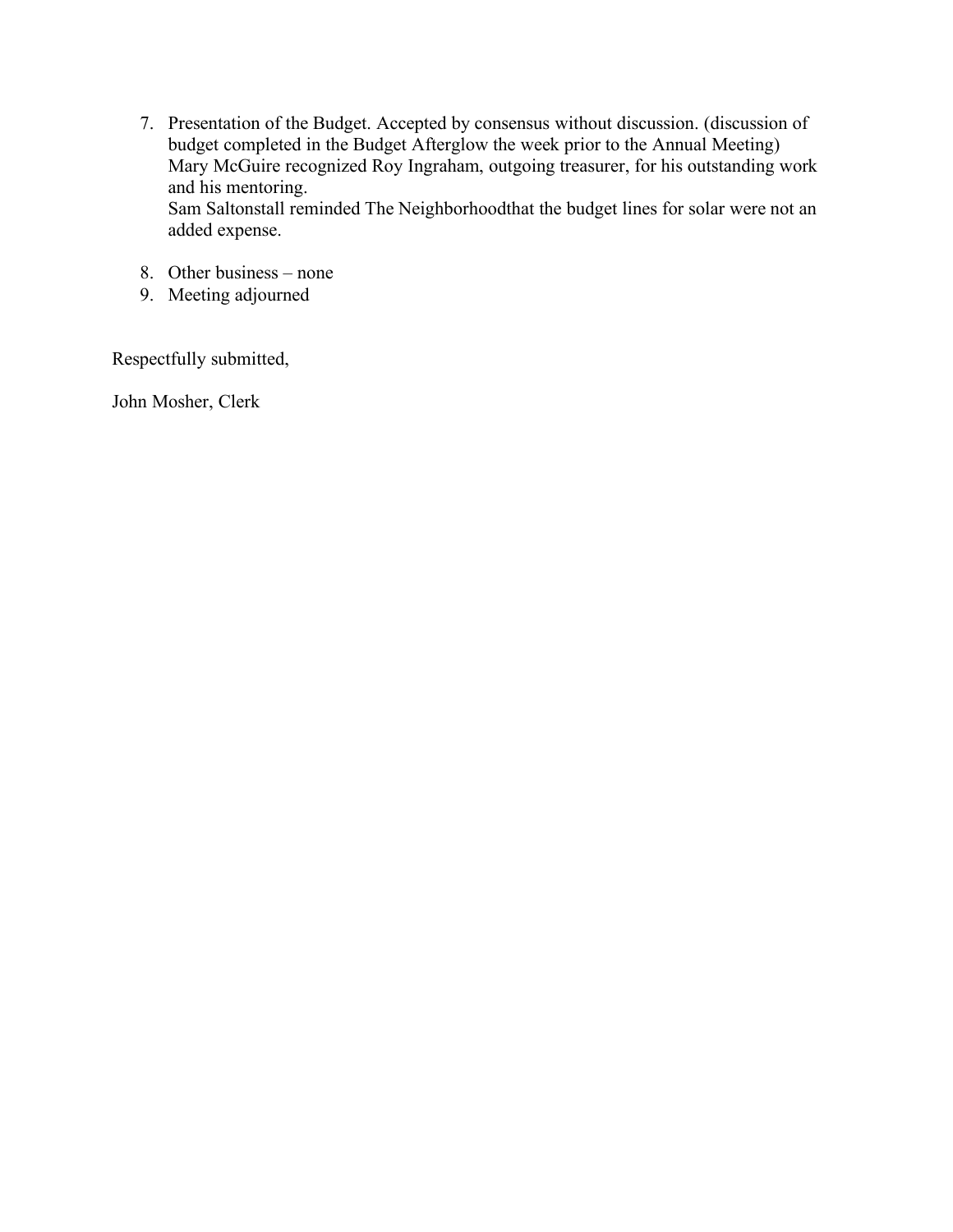7. Presentation of the Budget. Accepted by consensus without discussion. (discussion of budget completed in the Budget Afterglow the week prior to the Annual Meeting)
   Mary McGuire recognized Roy Ingraham, outgoing treasurer, for his outstanding work and his mentoring.
   Sam Saltonstall reminded The Neighborhoodthat the budget lines for solar were not an added expense.

8. Other business – none
9. Meeting adjourned

Respectfully submitted,

John Mosher, Clerk